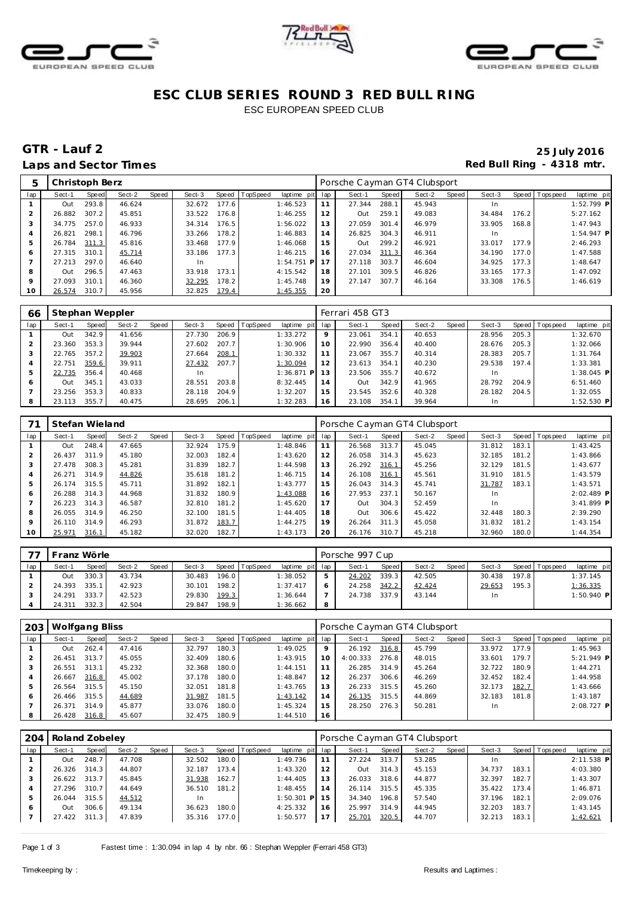# ESC CLUB SERIES ROUND 3 RED BULL RING

ESC EUROPEAN SPEED CLUB

## GTR - Lauf 2

**25 July 2016**

**Laps and Sector Times**

**Red Bull Ring - 4318 mtr.**

| 5 | Christoph Berz | | | | | | | | | | Porsche Cayman GT4 Clubsport | | | | | | | |
|---|---|---|---|---|---|---|---|---|---|---|---|---|---|---|---|---|---|---|
| lap | Sect-1 | Speed | Sect-2 | Speed | Sect-3 | Speed | TopSpeed | laptime pit | lap | Sect-1 | Speed | Sect-2 | Speed | Sect-3 | Speed | Topspeed | laptime pit |
| 1 | Out | 293.8 | 46.624 | | 32.672 | 177.6 | | 1:46.523 | 11 | 27.344 | 288.1 | 45.943 | | In | | | 1:52.799 P |
| 2 | 26.882 | 307.2 | 45.851 | | 33.522 | 176.8 | | 1:46.255 | 12 | Out | 259.1 | 49.083 | | 34.484 | 176.2 | | 5:27.162 |
| 3 | 34.775 | 257.0 | 46.933 | | 34.314 | 176.5 | | 1:56.022 | 13 | 27.059 | 301.4 | 46.979 | | 33.905 | 168.8 | | 1:47.943 |
| 4 | 26.821 | 298.1 | 46.796 | | 33.266 | 178.2 | | 1:46.883 | 14 | 26.825 | 304.3 | 46.911 | | In | | | 1:54.947 P |
| 5 | 26.784 | 311.3 | 45.816 | | 33.468 | 177.9 | | 1:46.068 | 15 | Out | 299.2 | 46.921 | | 33.017 | 177.9 | | 2:46.293 |
| 6 | 27.315 | 310.1 | 45.714 | | 33.186 | 177.3 | | 1:46.215 | 16 | 27.034 | 311.3 | 46.364 | | 34.190 | 177.0 | | 1:48.587 |
| 7 | 27.213 | 297.0 | 46.640 | | In | | | 1:54.751 P | 17 | 27.118 | 303.7 | 46.604 | | 34.925 | 177.3 | | 1:48.647 |
| 8 | Out | 296.5 | 47.463 | | 33.918 | 173.1 | | 4:15.542 | 18 | 27.101 | 309.5 | 46.826 | | 33.165 | 177.3 | | 1:47.092 |
| 9 | 27.093 | 310.1 | 46.360 | | 32.295 | 178.2 | | 1:45.748 | 19 | 27.147 | 307.7 | 46.164 | | 33.308 | 176.5 | | 1:46.619 |
| 10 | 26.574 | 310.7 | 45.956 | | 32.825 | 179.4 | | 1:45.355 | 20 | | | | | | | | |

| 66 | Stephan Weppler | | | | | | | | | | Ferrari 458 GT3 | | | | | | | |
|---|---|---|---|---|---|---|---|---|---|---|---|---|---|---|---|---|---|---|
| lap | Sect-1 | Speed | Sect-2 | Speed | Sect-3 | Speed | TopSpeed | laptime pit | lap | Sect-1 | Speed | Sect-2 | Speed | Sect-3 | Speed | Topspeed | laptime pit |
| 1 | Out | 342.9 | 41.656 | | 27.730 | 206.9 | | 1:33.272 | 9 | 23.061 | 354.1 | 40.653 | | 28.956 | 205.3 | | 1:32.670 |
| 2 | 23.360 | 353.3 | 39.944 | | 27.602 | 207.7 | | 1:30.906 | 10 | 22.990 | 356.4 | 40.400 | | 28.676 | 205.3 | | 1:32.066 |
| 3 | 22.765 | 357.2 | 39.903 | | 27.664 | 208.1 | | 1:30.332 | 11 | 23.067 | 355.7 | 40.314 | | 28.383 | 205.7 | | 1:31.764 |
| 4 | 22.751 | 359.6 | 39.911 | | 27.432 | 207.7 | | 1:30.094 | 12 | 23.613 | 354.1 | 40.230 | | 29.538 | 197.4 | | 1:33.381 |
| 5 | 22.735 | 356.4 | 40.468 | | In | | | 1:36.871 P | 13 | 23.506 | 355.7 | 40.672 | | In | | | 1:38.045 P |
| 6 | Out | 345.1 | 43.033 | | 28.551 | 203.8 | | 8:32.445 | 14 | Out | 342.9 | 41.965 | | 28.792 | 204.9 | | 6:51.460 |
| 7 | 23.256 | 353.3 | 40.833 | | 28.118 | 204.9 | | 1:32.207 | 15 | 23.545 | 352.6 | 40.328 | | 28.182 | 204.5 | | 1:32.055 |
| 8 | 23.113 | 355.7 | 40.475 | | 28.695 | 206.1 | | 1:32.283 | 16 | 23.108 | 354.1 | 39.964 | | In | | | 1:52.530 P |

| 71 | Stefan Wieland | | | | | | | | | | Porsche Cayman GT4 Clubsport | | | | | | | |
|---|---|---|---|---|---|---|---|---|---|---|---|---|---|---|---|---|---|---|
| lap | Sect-1 | Speed | Sect-2 | Speed | Sect-3 | Speed | TopSpeed | laptime pit | lap | Sect-1 | Speed | Sect-2 | Speed | Sect-3 | Speed | Topspeed | laptime pit |
| 1 | Out | 248.4 | 47.665 | | 32.924 | 175.9 | | 1:48.846 | 11 | 26.568 | 313.7 | 45.045 | | 31.812 | 183.1 | | 1:43.425 |
| 2 | 26.437 | 311.9 | 45.180 | | 32.003 | 182.4 | | 1:43.620 | 12 | 26.058 | 314.3 | 45.623 | | 32.185 | 181.2 | | 1:43.866 |
| 3 | 27.478 | 308.3 | 45.281 | | 31.839 | 182.7 | | 1:44.598 | 13 | 26.292 | 316.1 | 45.256 | | 32.129 | 181.5 | | 1:43.677 |
| 4 | 26.271 | 314.9 | 44.826 | | 35.618 | 181.2 | | 1:46.715 | 14 | 26.108 | 316.1 | 45.561 | | 31.910 | 181.5 | | 1:43.579 |
| 5 | 26.174 | 315.5 | 45.711 | | 31.892 | 182.1 | | 1:43.777 | 15 | 26.043 | 314.3 | 45.741 | | 31.787 | 183.1 | | 1:43.571 |
| 6 | 26.288 | 314.3 | 44.968 | | 31.832 | 180.9 | | 1:43.088 | 16 | 27.953 | 237.1 | 50.167 | | In | | | 2:02.489 P |
| 7 | 26.223 | 314.3 | 46.587 | | 32.810 | 181.2 | | 1:45.620 | 17 | Out | 304.3 | 52.459 | | In | | | 3:41.899 P |
| 8 | 26.055 | 314.9 | 46.250 | | 32.100 | 181.5 | | 1:44.405 | 18 | Out | 306.6 | 45.422 | | 32.448 | 180.3 | | 2:39.290 |
| 9 | 26.110 | 314.9 | 46.293 | | 31.872 | 183.7 | | 1:44.275 | 19 | 26.264 | 311.3 | 45.058 | | 31.832 | 181.2 | | 1:43.154 |
| 10 | 25.971 | 316.1 | 45.182 | | 32.020 | 182.7 | | 1:43.173 | 20 | 26.176 | 310.7 | 45.218 | | 32.960 | 180.0 | | 1:44.354 |

| 77 | Franz Wörle | | | | | | | | | | Porsche 997 Cup | | | | | | | |
|---|---|---|---|---|---|---|---|---|---|---|---|---|---|---|---|---|---|---|
| lap | Sect-1 | Speed | Sect-2 | Speed | Sect-3 | Speed | TopSpeed | laptime pit | lap | Sect-1 | Speed | Sect-2 | Speed | Sect-3 | Speed | Topspeed | laptime pit |
| 1 | Out | 330.3 | 43.734 | | 30.483 | 196.0 | | 1:38.052 | 5 | 24.202 | 339.3 | 42.505 | | 30.438 | 197.8 | | 1:37.145 |
| 2 | 24.393 | 335.1 | 42.923 | | 30.101 | 198.2 | | 1:37.417 | 6 | 24.258 | 342.2 | 42.424 | | 29.653 | 195.3 | | 1:36.335 |
| 3 | 24.291 | 333.7 | 42.523 | | 29.830 | 199.3 | | 1:36.644 | 7 | 24.738 | 337.9 | 43.144 | | In | | | 1:50.940 P |
| 4 | 24.311 | 332.3 | 42.504 | | 29.847 | 198.9 | | 1:36.662 | 8 | | | | | | | | |

| 203 | Wolfgang Bliss | | | | | | | | | | Porsche Cayman GT4 Clubsport | | | | | | | |
|---|---|---|---|---|---|---|---|---|---|---|---|---|---|---|---|---|---|---|
| lap | Sect-1 | Speed | Sect-2 | Speed | Sect-3 | Speed | TopSpeed | laptime pit | lap | Sect-1 | Speed | Sect-2 | Speed | Sect-3 | Speed | Topspeed | laptime pit |
| 1 | Out | 262.4 | 47.416 | | 32.797 | 180.3 | | 1:49.025 | 9 | 26.192 | 316.8 | 45.799 | | 33.972 | 177.9 | | 1:45.963 |
| 2 | 26.451 | 313.7 | 45.055 | | 32.409 | 180.6 | | 1:43.915 | 10 | 4:00.333 | 276.8 | 48.015 | | 33.601 | 179.7 | | 5:21.949 P |
| 3 | 26.551 | 313.1 | 45.232 | | 32.368 | 180.0 | | 1:44.151 | 11 | 26.285 | 314.9 | 45.264 | | 32.722 | 180.9 | | 1:44.271 |
| 4 | 26.667 | 316.8 | 45.002 | | 37.178 | 180.0 | | 1:48.847 | 12 | 26.237 | 306.6 | 46.269 | | 32.452 | 182.4 | | 1:44.958 |
| 5 | 26.564 | 315.5 | 45.150 | | 32.051 | 181.8 | | 1:43.765 | 13 | 26.233 | 315.5 | 45.260 | | 32.173 | 182.7 | | 1:43.666 |
| 6 | 26.466 | 315.5 | 44.689 | | 31.987 | 181.5 | | 1:43.142 | 14 | 26.135 | 315.5 | 44.869 | | 32.183 | 181.8 | | 1:43.187 |
| 7 | 26.371 | 314.9 | 45.877 | | 33.076 | 180.0 | | 1:45.324 | 15 | 28.250 | 276.3 | 50.281 | | In | | | 2:08.727 P |
| 8 | 26.428 | 316.8 | 45.607 | | 32.475 | 180.9 | | 1:44.510 | 16 | | | | | | | | |

| 204 | Roland Zobeley | | | | | | | | | | Porsche Cayman GT4 Clubsport | | | | | | | |
|---|---|---|---|---|---|---|---|---|---|---|---|---|---|---|---|---|---|---|
| lap | Sect-1 | Speed | Sect-2 | Speed | Sect-3 | Speed | TopSpeed | laptime pit | lap | Sect-1 | Speed | Sect-2 | Speed | Sect-3 | Speed | Topspeed | laptime pit |
| 1 | Out | 248.7 | 47.708 | | 32.502 | 180.0 | | 1:49.736 | 11 | 27.224 | 313.7 | 53.285 | | In | | | 2:11.538 P |
| 2 | 26.326 | 314.3 | 44.807 | | 32.187 | 173.4 | | 1:43.320 | 12 | Out | 314.3 | 45.153 | | 34.737 | 183.1 | | 4:03.380 |
| 3 | 26.622 | 313.7 | 45.845 | | 31.938 | 162.7 | | 1:44.405 | 13 | 26.033 | 318.6 | 44.877 | | 32.397 | 182.7 | | 1:43.307 |
| 4 | 27.296 | 310.7 | 44.649 | | 36.510 | 181.2 | | 1:48.455 | 14 | 26.114 | 315.5 | 45.335 | | 35.422 | 173.4 | | 1:46.871 |
| 5 | 26.044 | 315.5 | 44.512 | | In | | | 1:50.301 P | 15 | 34.340 | 196.8 | 57.540 | | 37.196 | 182.1 | | 2:09.076 |
| 6 | Out | 306.6 | 49.134 | | 36.623 | 180.0 | | 4:25.332 | 16 | 25.997 | 314.9 | 44.945 | | 32.203 | 183.7 | | 1:43.145 |
| 7 | 27.422 | 311.3 | 47.839 | | 35.316 | 177.0 | | 1:50.577 | 17 | 25.701 | 320.5 | 44.707 | | 32.213 | 183.1 | | 1:42.621 |

Fastest time : 1:30.094 in lap 4 by nbr. 66 : Stephan Weppler (Ferrari 458 GT3)

Timekeeping by :

Results and Laptimes :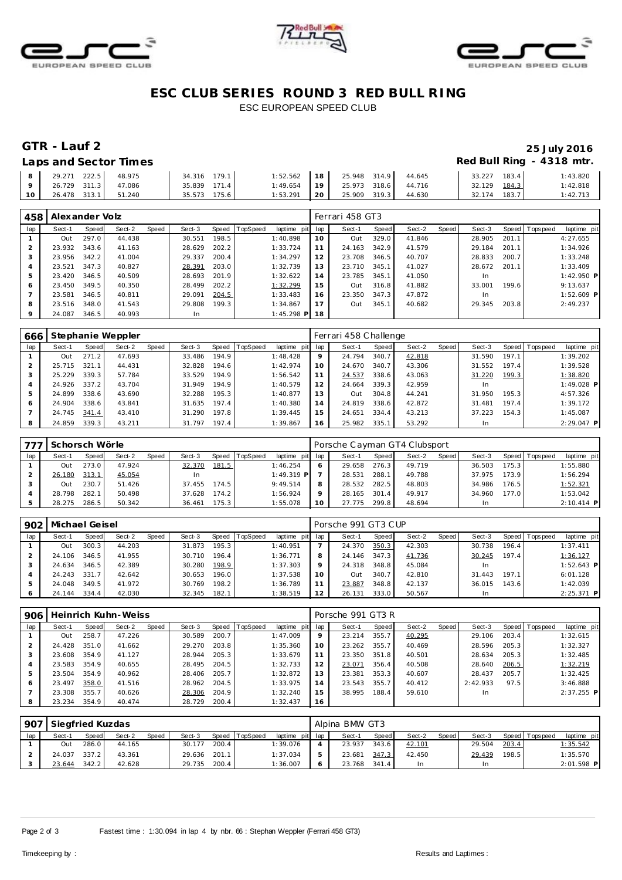# ESC CLUB SERIES ROUND 3 RED BULL RING

ESC EUROPEAN SPEED CLUB

## GTR - Lauf 2

**25 July 2016**

**Laps and Sector Times**

**Red Bull Ring - 4318 mtr.**

| 8 | 29.271 | 222.5 | 48.975 | | 34.316 | 179.1 | | 1:52.562 | 18 | 25.948 | 314.9 | 44.645 | | 33.227 | 183.4 | | 1:43.820 |
|---|---|---|---|---|---|---|---|---|---|---|---|---|---|---|---|---|---|
| 9 | 26.729 | 311.3 | 47.086 | | 35.839 | 171.4 | | 1:49.654 | 19 | 25.973 | 318.6 | 44.716 | | 32.129 | 184.3 | | 1:42.818 |
| 10 | 26.478 | 313.1 | 51.240 | | 35.573 | 175.6 | | 1:53.291 | 20 | 25.909 | 319.3 | 44.630 | | 32.174 | 183.7 | | 1:42.713 |

### 458 Alexander Volz — Ferrari 458 GT3

| lap | Sect-1 | Speed | Sect-2 | Speed | Sect-3 | Speed | TopSpeed | laptime pit | lap | Sect-1 | Speed | Sect-2 | Speed | Sect-3 | Speed | Topspeed | laptime pit |
|---|---|---|---|---|---|---|---|---|---|---|---|---|---|---|---|---|---|
| 1 | Out | 297.0 | 44.438 | | 30.551 | 198.5 | | 1:40.898 | 10 | Out | 329.0 | 41.846 | | 28.905 | 201.1 | | 4:27.655 |
| 2 | 23.932 | 343.6 | 41.163 | | 28.629 | 202.2 | | 1:33.724 | 11 | 24.163 | 342.9 | 41.579 | | 29.184 | 201.1 | | 1:34.926 |
| 3 | 23.956 | 342.2 | 41.004 | | 29.337 | 200.4 | | 1:34.297 | 12 | 23.708 | 346.5 | 40.707 | | 28.833 | 200.7 | | 1:33.248 |
| 4 | 23.521 | 347.3 | 40.827 | | 28.391 | 203.0 | | 1:32.739 | 13 | 23.710 | 345.1 | 41.027 | | 28.672 | 201.1 | | 1:33.409 |
| 5 | 23.420 | 346.5 | 40.509 | | 28.693 | 201.9 | | 1:32.622 | 14 | 23.785 | 345.1 | 41.050 | | In | | | 1:42.950 P |
| 6 | 23.450 | 349.5 | 40.350 | | 28.499 | 202.2 | | 1:32.299 | 15 | Out | 316.8 | 41.882 | | 33.001 | 199.6 | | 9:13.637 |
| 7 | 23.581 | 346.5 | 40.811 | | 29.091 | 204.5 | | 1:33.483 | 16 | 23.350 | 347.3 | 47.872 | | In | | | 1:52.609 P |
| 8 | 23.516 | 348.0 | 41.543 | | 29.808 | 199.3 | | 1:34.867 | 17 | Out | 345.1 | 40.682 | | 29.345 | 203.8 | | 2:49.237 |
| 9 | 24.087 | 346.5 | 40.993 | | In | | | 1:45.298 P | 18 | | | | | | | | |

### 666 Stephanie Weppler — Ferrari 458 Challenge

| lap | Sect-1 | Speed | Sect-2 | Speed | Sect-3 | Speed | TopSpeed | laptime pit | lap | Sect-1 | Speed | Sect-2 | Speed | Sect-3 | Speed | Topspeed | laptime pit |
|---|---|---|---|---|---|---|---|---|---|---|---|---|---|---|---|---|---|
| 1 | Out | 271.2 | 47.693 | | 33.486 | 194.9 | | 1:48.428 | 9 | 24.794 | 340.7 | 42.818 | | 31.590 | 197.1 | | 1:39.202 |
| 2 | 25.715 | 321.1 | 44.431 | | 32.828 | 194.6 | | 1:42.974 | 10 | 24.670 | 340.7 | 43.306 | | 31.552 | 197.4 | | 1:39.528 |
| 3 | 25.229 | 339.3 | 57.784 | | 33.529 | 194.9 | | 1:56.542 | 11 | 24.537 | 338.6 | 43.063 | | 31.220 | 199.3 | | 1:38.820 |
| 4 | 24.926 | 337.2 | 43.704 | | 31.949 | 194.9 | | 1:40.579 | 12 | 24.664 | 339.3 | 42.959 | | In | | | 1:49.028 P |
| 5 | 24.899 | 338.6 | 43.690 | | 32.288 | 195.3 | | 1:40.877 | 13 | Out | 304.8 | 44.241 | | 31.950 | 195.3 | | 4:57.326 |
| 6 | 24.904 | 338.6 | 43.841 | | 31.635 | 197.4 | | 1:40.380 | 14 | 24.819 | 338.6 | 42.872 | | 31.481 | 197.4 | | 1:39.172 |
| 7 | 24.745 | 341.4 | 43.410 | | 31.290 | 197.8 | | 1:39.445 | 15 | 24.651 | 334.4 | 43.213 | | 37.223 | 154.3 | | 1:45.087 |
| 8 | 24.859 | 339.3 | 43.211 | | 31.797 | 197.4 | | 1:39.867 | 16 | 25.982 | 335.1 | 53.292 | | In | | | 2:29.047 P |

### 777 Schorsch Wörle — Porsche Cayman GT4 Clubsport

| lap | Sect-1 | Speed | Sect-2 | Speed | Sect-3 | Speed | TopSpeed | laptime pit | lap | Sect-1 | Speed | Sect-2 | Speed | Sect-3 | Speed | Topspeed | laptime pit |
|---|---|---|---|---|---|---|---|---|---|---|---|---|---|---|---|---|---|
| 1 | Out | 273.0 | 47.924 | | 32.370 | 181.5 | | 1:46.254 | 6 | 29.658 | 276.3 | 49.719 | | 36.503 | 175.3 | | 1:55.880 |
| 2 | 26.180 | 313.1 | 45.054 | | In | | | 1:49.319 P | 7 | 28.531 | 288.1 | 49.788 | | 37.975 | 173.9 | | 1:56.294 |
| 3 | Out | 230.7 | 51.426 | | 37.455 | 174.5 | | 9:49.514 | 8 | 28.532 | 282.5 | 48.803 | | 34.986 | 176.5 | | 1:52.321 |
| 4 | 28.798 | 282.1 | 50.498 | | 37.628 | 174.2 | | 1:56.924 | 9 | 28.165 | 301.4 | 49.917 | | 34.960 | 177.0 | | 1:53.042 |
| 5 | 28.275 | 286.5 | 50.342 | | 36.461 | 175.3 | | 1:55.078 | 10 | 27.775 | 299.8 | 48.694 | | In | | | 2:10.414 P |

### 902 Michael Geisel — Porsche 991 GT3 CUP

| lap | Sect-1 | Speed | Sect-2 | Speed | Sect-3 | Speed | TopSpeed | laptime pit | lap | Sect-1 | Speed | Sect-2 | Speed | Sect-3 | Speed | Topspeed | laptime pit |
|---|---|---|---|---|---|---|---|---|---|---|---|---|---|---|---|---|---|
| 1 | Out | 300.3 | 44.203 | | 31.873 | 195.3 | | 1:40.951 | 7 | 24.370 | 350.3 | 42.303 | | 30.738 | 196.4 | | 1:37.411 |
| 2 | 24.106 | 346.5 | 41.955 | | 30.710 | 196.4 | | 1:36.771 | 8 | 24.146 | 347.3 | 41.736 | | 30.245 | 197.4 | | 1:36.127 |
| 3 | 24.634 | 346.5 | 42.389 | | 30.280 | 198.9 | | 1:37.303 | 9 | 24.318 | 348.8 | 45.084 | | In | | | 1:52.643 P |
| 4 | 24.243 | 331.7 | 42.642 | | 30.653 | 196.0 | | 1:37.538 | 10 | Out | 340.7 | 42.810 | | 31.443 | 197.1 | | 6:01.128 |
| 5 | 24.048 | 349.5 | 41.972 | | 30.769 | 198.2 | | 1:36.789 | 11 | 23.887 | 348.8 | 42.137 | | 36.015 | 143.6 | | 1:42.039 |
| 6 | 24.144 | 334.4 | 42.030 | | 32.345 | 182.1 | | 1:38.519 | 12 | 26.131 | 333.0 | 50.567 | | In | | | 2:25.371 P |

### 906 Heinrich Kuhn-Weiss — Porsche 991 GT3 R

| lap | Sect-1 | Speed | Sect-2 | Speed | Sect-3 | Speed | TopSpeed | laptime pit | lap | Sect-1 | Speed | Sect-2 | Speed | Sect-3 | Speed | Topspeed | laptime pit |
|---|---|---|---|---|---|---|---|---|---|---|---|---|---|---|---|---|---|
| 1 | Out | 258.7 | 47.226 | | 30.589 | 200.7 | | 1:47.009 | 9 | 23.214 | 355.7 | 40.295 | | 29.106 | 203.4 | | 1:32.615 |
| 2 | 24.428 | 351.0 | 41.662 | | 29.270 | 203.8 | | 1:35.360 | 10 | 23.262 | 355.7 | 40.469 | | 28.596 | 205.3 | | 1:32.327 |
| 3 | 23.608 | 354.9 | 41.127 | | 28.944 | 205.3 | | 1:33.679 | 11 | 23.350 | 351.8 | 40.501 | | 28.634 | 205.3 | | 1:32.485 |
| 4 | 23.583 | 354.9 | 40.655 | | 28.495 | 204.5 | | 1:32.733 | 12 | 23.071 | 356.4 | 40.508 | | 28.640 | 206.5 | | 1:32.219 |
| 5 | 23.504 | 354.9 | 40.962 | | 28.406 | 205.7 | | 1:32.872 | 13 | 23.381 | 353.3 | 40.607 | | 28.437 | 205.7 | | 1:32.425 |
| 6 | 23.497 | 358.0 | 41.516 | | 28.962 | 204.5 | | 1:33.975 | 14 | 23.543 | 355.7 | 40.412 | | 2:42.933 | 97.5 | | 3:46.888 |
| 7 | 23.308 | 355.7 | 40.626 | | 28.306 | 204.9 | | 1:32.240 | 15 | 38.995 | 188.4 | 59.610 | | In | | | 2:37.255 P |
| 8 | 23.234 | 354.9 | 40.474 | | 28.729 | 200.4 | | 1:32.437 | 16 | | | | | | | | |

### 907 Siegfried Kuzdas — Alpina BMW GT3

| lap | Sect-1 | Speed | Sect-2 | Speed | Sect-3 | Speed | TopSpeed | laptime pit | lap | Sect-1 | Speed | Sect-2 | Speed | Sect-3 | Speed | Topspeed | laptime pit |
|---|---|---|---|---|---|---|---|---|---|---|---|---|---|---|---|---|---|
| 1 | Out | 286.0 | 44.165 | | 30.177 | 200.4 | | 1:39.076 | 4 | 23.937 | 343.6 | 42.101 | | 29.504 | 203.4 | | 1:35.542 |
| 2 | 24.037 | 337.2 | 43.361 | | 29.636 | 201.1 | | 1:37.034 | 5 | 23.681 | 347.3 | 42.450 | | 29.439 | 198.5 | | 1:35.570 |
| 3 | 23.644 | 342.2 | 42.628 | | 29.735 | 200.4 | | 1:36.007 | 6 | 23.768 | 341.4 | In | | In | | | 2:01.598 P |

Fastest time : 1:30.094 in lap 4 by nbr. 66 : Stephan Weppler (Ferrari 458 GT3)

Timekeeping by :

Results and Laptimes :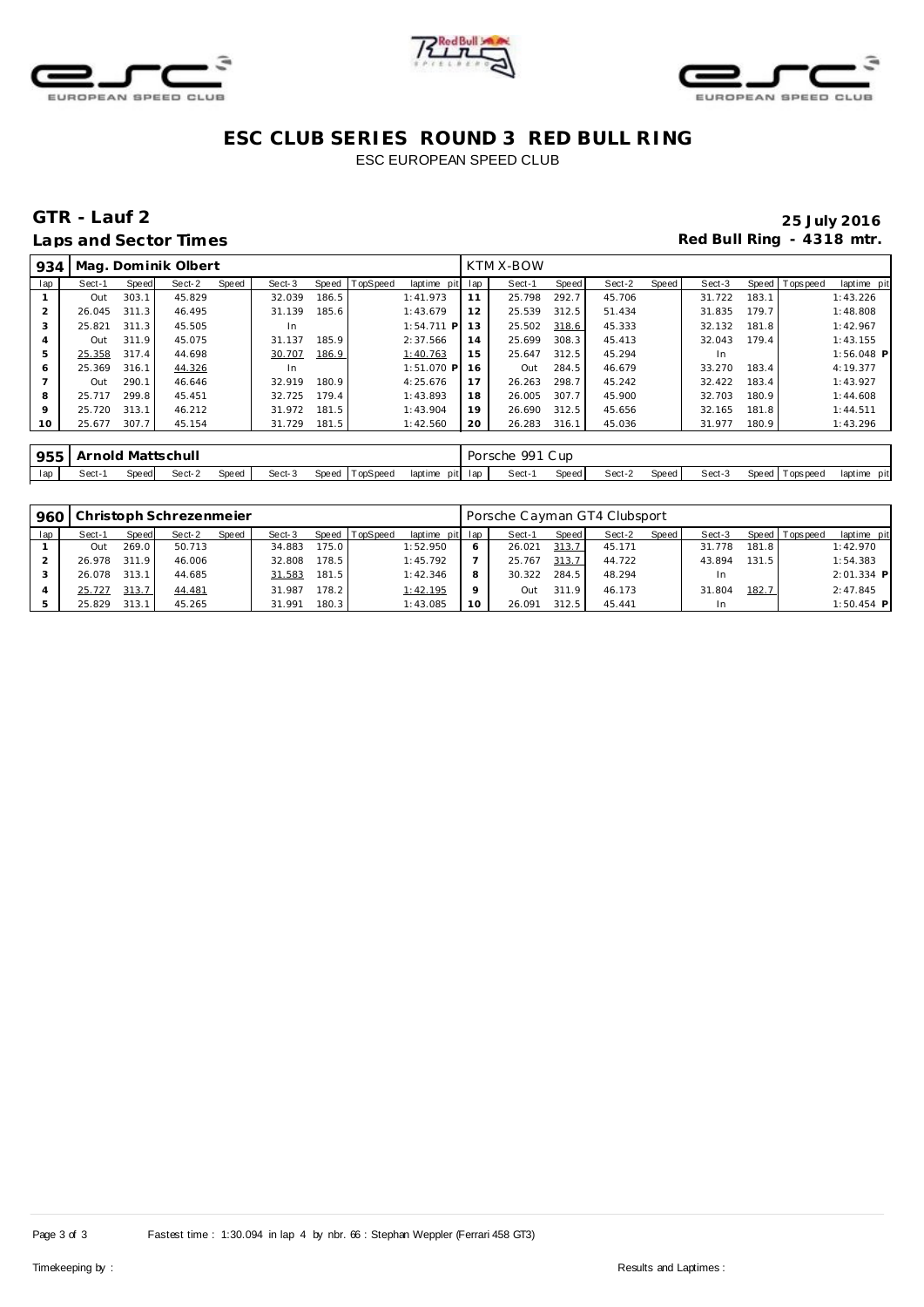# ESC CLUB SERIES ROUND 3 RED BULL RING

ESC EUROPEAN SPEED CLUB

## GTR - Lauf 2

**Laps and Sector Times**

**25 July 2016**

**Red Bull Ring - 4318 mtr.**

| 934 | Mag. Dominik Olbert | | | | | | | | KTM X-BOW | | | | | | | | |
|---|---|---|---|---|---|---|---|---|---|---|---|---|---|---|---|---|---|
| lap | Sect-1 | Speed | Sect-2 | Speed | Sect-3 | Speed | TopSpeed | laptime pit | lap | Sect-1 | Speed | Sect-2 | Speed | Sect-3 | Speed | Topspeed | laptime pit |
| 1 | Out | 303.1 | 45.829 | | 32.039 | 186.5 | | 1:41.973 | 11 | 25.798 | 292.7 | 45.706 | | 31.722 | 183.1 | | 1:43.226 |
| 2 | 26.045 | 311.3 | 46.495 | | 31.139 | 185.6 | | 1:43.679 | 12 | 25.539 | 312.5 | 51.434 | | 31.835 | 179.7 | | 1:48.808 |
| 3 | 25.821 | 311.3 | 45.505 | | In | | | 1:54.711 P | 13 | 25.502 | 318.6 | 45.333 | | 32.132 | 181.8 | | 1:42.967 |
| 4 | Out | 311.9 | 45.075 | | 31.137 | 185.9 | | 2:37.566 | 14 | 25.699 | 308.3 | 45.413 | | 32.043 | 179.4 | | 1:43.155 |
| 5 | 25.358 | 317.4 | 44.698 | | 30.707 | 186.9 | | 1:40.763 | 15 | 25.647 | 312.5 | 45.294 | | In | | | 1:56.048 P |
| 6 | 25.369 | 316.1 | 44.326 | | In | | | 1:51.070 P | 16 | Out | 284.5 | 46.679 | | 33.270 | 183.4 | | 4:19.377 |
| 7 | Out | 290.1 | 46.646 | | 32.919 | 180.9 | | 4:25.676 | 17 | 26.263 | 298.7 | 45.242 | | 32.422 | 183.4 | | 1:43.927 |
| 8 | 25.717 | 299.8 | 45.451 | | 32.725 | 179.4 | | 1:43.893 | 18 | 26.005 | 307.7 | 45.900 | | 32.703 | 180.9 | | 1:44.608 |
| 9 | 25.720 | 313.1 | 46.212 | | 31.972 | 181.5 | | 1:43.904 | 19 | 26.690 | 312.5 | 45.656 | | 32.165 | 181.8 | | 1:44.511 |
| 10 | 25.677 | 307.7 | 45.154 | | 31.729 | 181.5 | | 1:42.560 | 20 | 26.283 | 316.1 | 45.036 | | 31.977 | 180.9 | | 1:43.296 |

| 955 | Arnold Mattschull | | | | | | | | Porsche 991 Cup | | | | | | | | |
|---|---|---|---|---|---|---|---|---|---|---|---|---|---|---|---|---|---|
| lap | Sect-1 | Speed | Sect-2 | Speed | Sect-3 | Speed | TopSpeed | laptime pit | lap | Sect-1 | Speed | Sect-2 | Speed | Sect-3 | Speed | Topspeed | laptime pit |

| 960 | Christoph Schrezenmeier | | | | | | | | Porsche Cayman GT4 Clubsport | | | | | | | | |
|---|---|---|---|---|---|---|---|---|---|---|---|---|---|---|---|---|---|
| lap | Sect-1 | Speed | Sect-2 | Speed | Sect-3 | Speed | TopSpeed | laptime pit | lap | Sect-1 | Speed | Sect-2 | Speed | Sect-3 | Speed | Topspeed | laptime pit |
| 1 | Out | 269.0 | 50.713 | | 34.883 | 175.0 | | 1:52.950 | 6 | 26.021 | 313.7 | 45.171 | | 31.778 | 181.8 | | 1:42.970 |
| 2 | 26.978 | 311.9 | 46.006 | | 32.808 | 178.5 | | 1:45.792 | 7 | 25.767 | 313.7 | 44.722 | | 43.894 | 131.5 | | 1:54.383 |
| 3 | 26.078 | 313.1 | 44.685 | | 31.583 | 181.5 | | 1:42.346 | 8 | 30.322 | 284.5 | 48.294 | | In | | | 2:01.334 P |
| 4 | 25.727 | 313.7 | 44.481 | | 31.987 | 178.2 | | 1:42.195 | 9 | Out | 311.9 | 46.173 | | 31.804 | 182.7 | | 2:47.845 |
| 5 | 25.829 | 313.1 | 45.265 | | 31.991 | 180.3 | | 1:43.085 | 10 | 26.091 | 312.5 | 45.441 | | In | | | 1:50.454 P |

Fastest time : 1:30.094 in lap 4 by nbr. 66 : Stephan Weppler (Ferrari 458 GT3)

Timekeeping by :

Results and Laptimes :